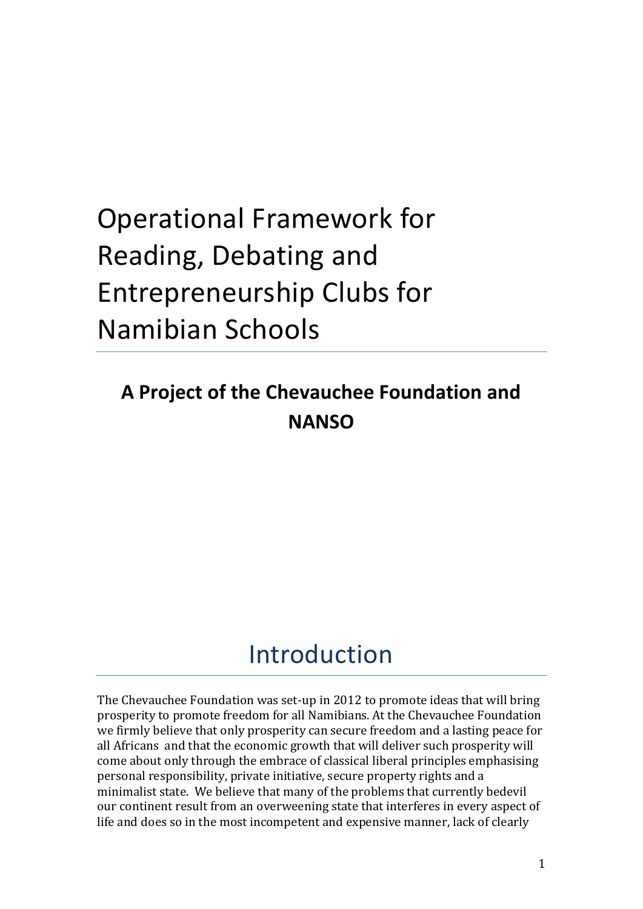# Operational Framework for Reading, Debating and Entrepreneurship Clubs for Namibian Schools

**A Project of the Chevauchee Foundation and NANSO**

## Introduction

The Chevauchee Foundation was set-up in 2012 to promote ideas that will bring prosperity to promote freedom for all Namibians. At the Chevauchee Foundation we firmly believe that only prosperity can secure freedom and a lasting peace for all Africans and that the economic growth that will deliver such prosperity will come about only through the embrace of classical liberal principles emphasising personal responsibility, private initiative, secure property rights and a minimalist state. We believe that many of the problems that currently bedevil our continent result from an overweening state that interferes in every aspect of life and does so in the most incompetent and expensive manner, lack of clearly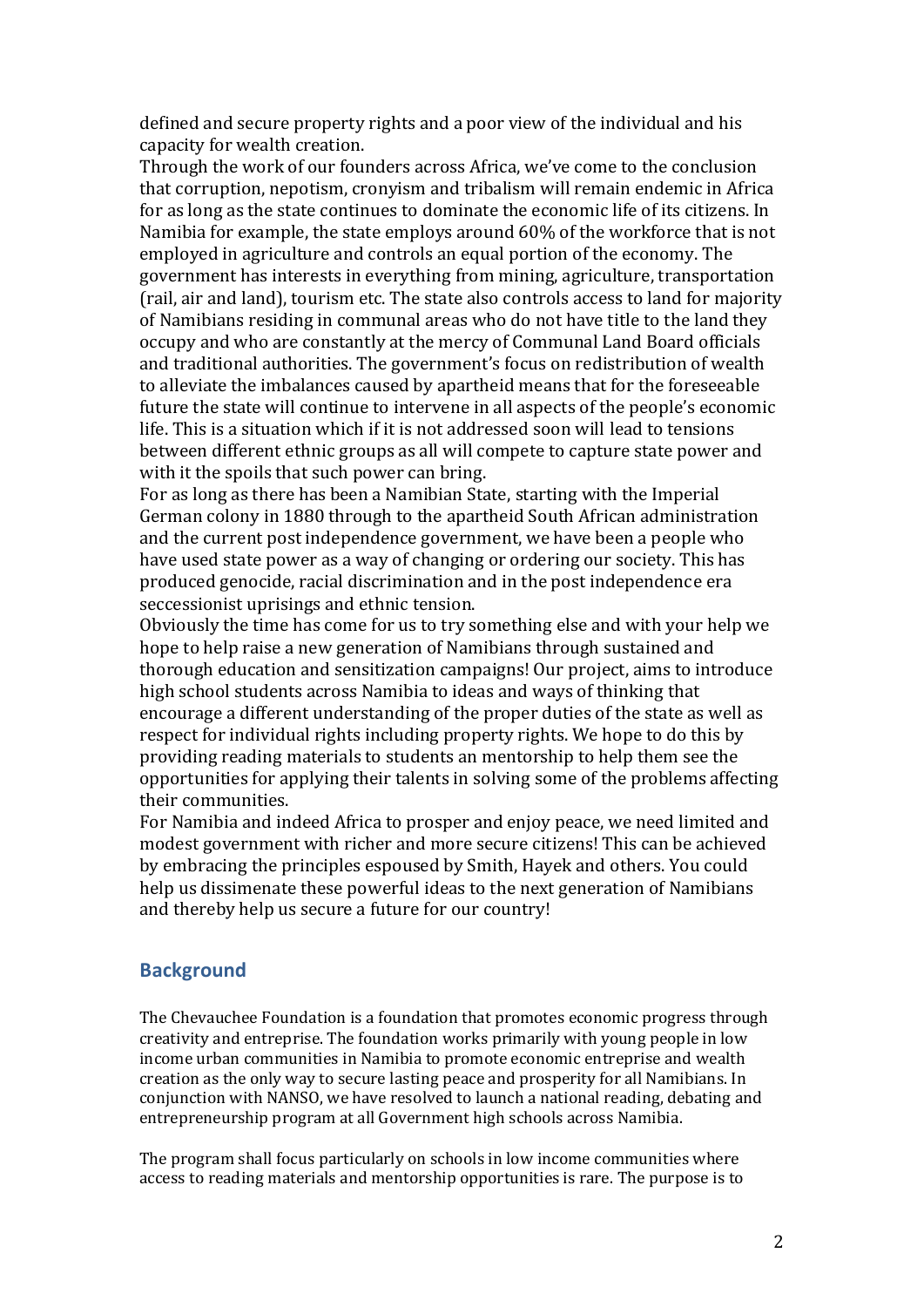defined and secure property rights and a poor view of the individual and his capacity for wealth creation.

Through the work of our founders across Africa, we've come to the conclusion that corruption, nepotism, cronyism and tribalism will remain endemic in Africa for as long as the state continues to dominate the economic life of its citizens. In Namibia for example, the state employs around 60% of the workforce that is not employed in agriculture and controls an equal portion of the economy. The government has interests in everything from mining, agriculture, transportation (rail, air and land), tourism etc. The state also controls access to land for majority of Namibians residing in communal areas who do not have title to the land they occupy and who are constantly at the mercy of Communal Land Board officials and traditional authorities. The government's focus on redistribution of wealth to alleviate the imbalances caused by apartheid means that for the foreseeable future the state will continue to intervene in all aspects of the people's economic life. This is a situation which if it is not addressed soon will lead to tensions between different ethnic groups as all will compete to capture state power and with it the spoils that such power can bring.

For as long as there has been a Namibian State, starting with the Imperial German colony in 1880 through to the apartheid South African administration and the current post independence government, we have been a people who have used state power as a way of changing or ordering our society. This has produced genocide, racial discrimination and in the post independence era seccessionist uprisings and ethnic tension.

Obviously the time has come for us to try something else and with your help we hope to help raise a new generation of Namibians through sustained and thorough education and sensitization campaigns! Our project, aims to introduce high school students across Namibia to ideas and ways of thinking that encourage a different understanding of the proper duties of the state as well as respect for individual rights including property rights. We hope to do this by providing reading materials to students an mentorship to help them see the opportunities for applying their talents in solving some of the problems affecting their communities.

For Namibia and indeed Africa to prosper and enjoy peace, we need limited and modest government with richer and more secure citizens! This can be achieved by embracing the principles espoused by Smith, Hayek and others. You could help us dissimenate these powerful ideas to the next generation of Namibians and thereby help us secure a future for our country!

## Background

The Chevauchee Foundation is a foundation that promotes economic progress through creativity and entreprise. The foundation works primarily with young people in low income urban communities in Namibia to promote economic entreprise and wealth creation as the only way to secure lasting peace and prosperity for all Namibians. In conjunction with NANSO, we have resolved to launch a national reading, debating and entrepreneurship program at all Government high schools across Namibia.

The program shall focus particularly on schools in low income communities where access to reading materials and mentorship opportunities is rare. The purpose is to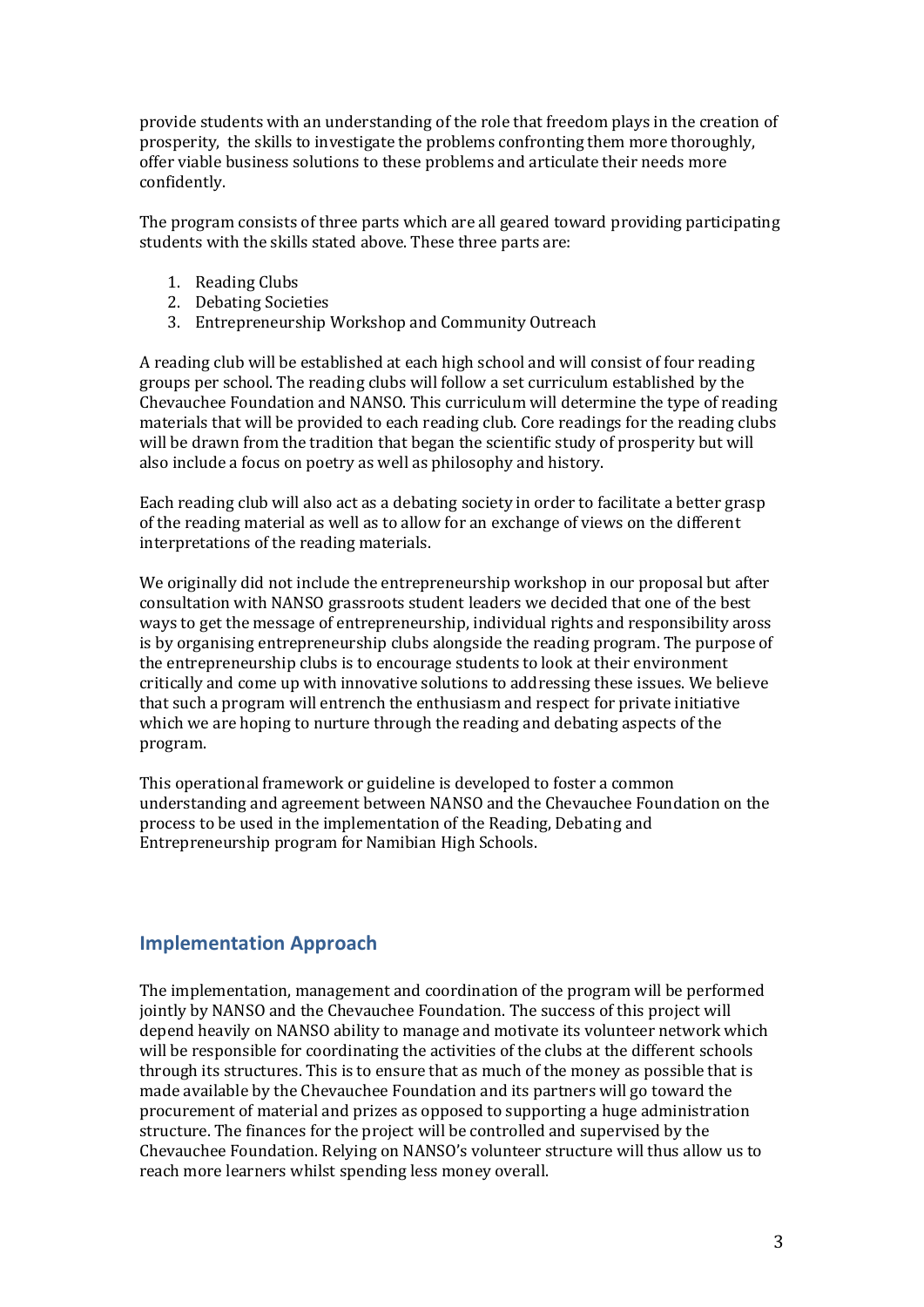provide students with an understanding of the role that freedom plays in the creation of prosperity, the skills to investigate the problems confronting them more thoroughly, offer viable business solutions to these problems and articulate their needs more confidently.

The program consists of three parts which are all geared toward providing participating students with the skills stated above. These three parts are:

1. Reading Clubs
2. Debating Societies
3. Entrepreneurship Workshop and Community Outreach

A reading club will be established at each high school and will consist of four reading groups per school. The reading clubs will follow a set curriculum established by the Chevauchee Foundation and NANSO. This curriculum will determine the type of reading materials that will be provided to each reading club. Core readings for the reading clubs will be drawn from the tradition that began the scientific study of prosperity but will also include a focus on poetry as well as philosophy and history.

Each reading club will also act as a debating society in order to facilitate a better grasp of the reading material as well as to allow for an exchange of views on the different interpretations of the reading materials.

We originally did not include the entrepreneurship workshop in our proposal but after consultation with NANSO grassroots student leaders we decided that one of the best ways to get the message of entrepreneurship, individual rights and responsibility aross is by organising entrepreneurship clubs alongside the reading program. The purpose of the entrepreneurship clubs is to encourage students to look at their environment critically and come up with innovative solutions to addressing these issues. We believe that such a program will entrench the enthusiasm and respect for private initiative which we are hoping to nurture through the reading and debating aspects of the program.

This operational framework or guideline is developed to foster a common understanding and agreement between NANSO and the Chevauchee Foundation on the process to be used in the implementation of the Reading, Debating and Entrepreneurship program for Namibian High Schools.

## Implementation Approach

The implementation, management and coordination of the program will be performed jointly by NANSO and the Chevauchee Foundation. The success of this project will depend heavily on NANSO ability to manage and motivate its volunteer network which will be responsible for coordinating the activities of the clubs at the different schools through its structures. This is to ensure that as much of the money as possible that is made available by the Chevauchee Foundation and its partners will go toward the procurement of material and prizes as opposed to supporting a huge administration structure. The finances for the project will be controlled and supervised by the Chevauchee Foundation. Relying on NANSO's volunteer structure will thus allow us to reach more learners whilst spending less money overall.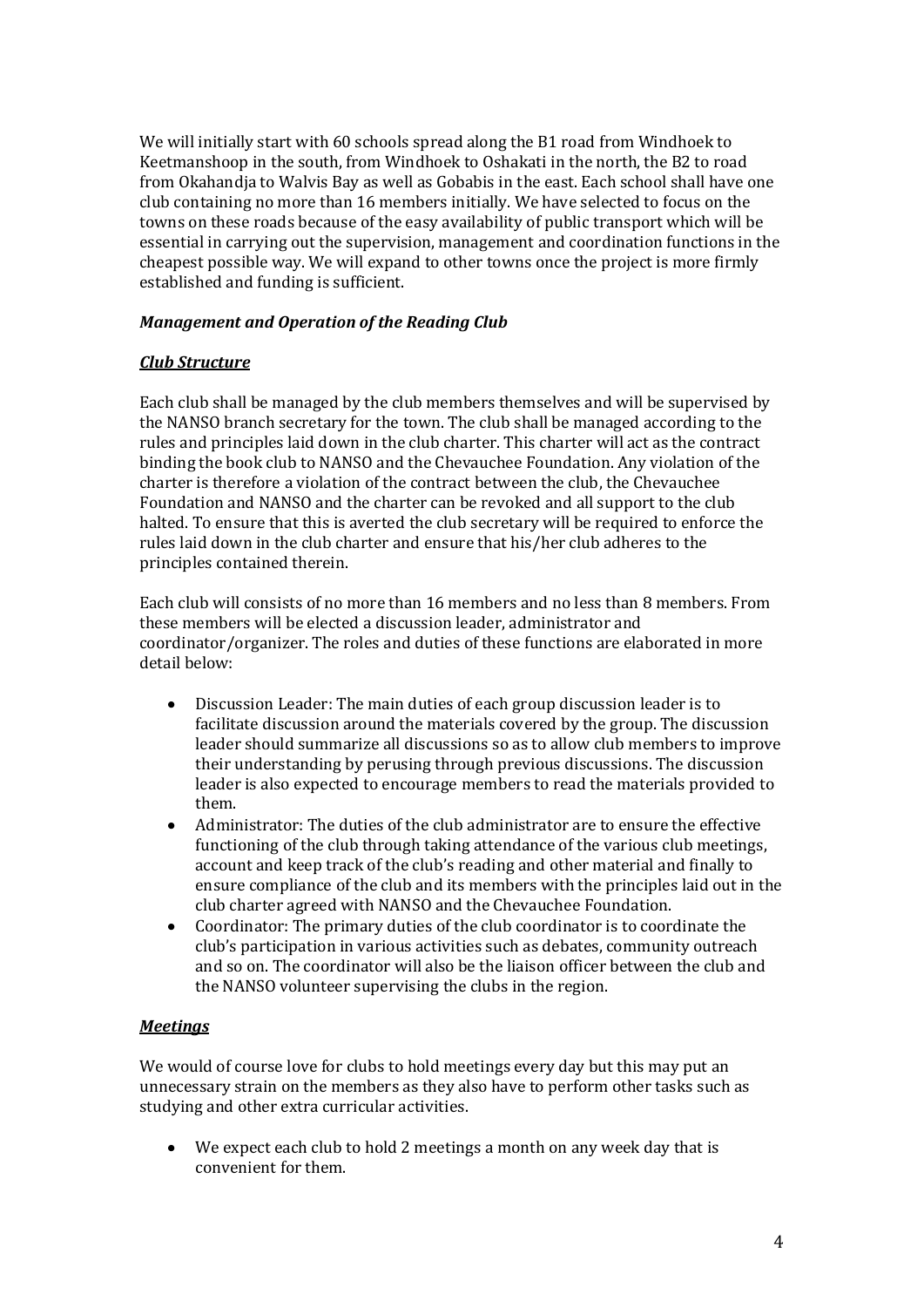We will initially start with 60 schools spread along the B1 road from Windhoek to Keetmanshoop in the south, from Windhoek to Oshakati in the north, the B2 to road from Okahandja to Walvis Bay as well as Gobabis in the east. Each school shall have one club containing no more than 16 members initially. We have selected to focus on the towns on these roads because of the easy availability of public transport which will be essential in carrying out the supervision, management and coordination functions in the cheapest possible way. We will expand to other towns once the project is more firmly established and funding is sufficient.

### *Management and Operation of the Reading Club*

#### ***Club Structure***

Each club shall be managed by the club members themselves and will be supervised by the NANSO branch secretary for the town. The club shall be managed according to the rules and principles laid down in the club charter. This charter will act as the contract binding the book club to NANSO and the Chevauchee Foundation. Any violation of the charter is therefore a violation of the contract between the club, the Chevauchee Foundation and NANSO and the charter can be revoked and all support to the club halted. To ensure that this is averted the club secretary will be required to enforce the rules laid down in the club charter and ensure that his/her club adheres to the principles contained therein.

Each club will consists of no more than 16 members and no less than 8 members. From these members will be elected a discussion leader, administrator and coordinator/organizer. The roles and duties of these functions are elaborated in more detail below:

- Discussion Leader: The main duties of each group discussion leader is to facilitate discussion around the materials covered by the group. The discussion leader should summarize all discussions so as to allow club members to improve their understanding by perusing through previous discussions. The discussion leader is also expected to encourage members to read the materials provided to them.
- Administrator: The duties of the club administrator are to ensure the effective functioning of the club through taking attendance of the various club meetings, account and keep track of the club's reading and other material and finally to ensure compliance of the club and its members with the principles laid out in the club charter agreed with NANSO and the Chevauchee Foundation.
- Coordinator: The primary duties of the club coordinator is to coordinate the club's participation in various activities such as debates, community outreach and so on. The coordinator will also be the liaison officer between the club and the NANSO volunteer supervising the clubs in the region.

#### ***Meetings***

We would of course love for clubs to hold meetings every day but this may put an unnecessary strain on the members as they also have to perform other tasks such as studying and other extra curricular activities.

- We expect each club to hold 2 meetings a month on any week day that is convenient for them.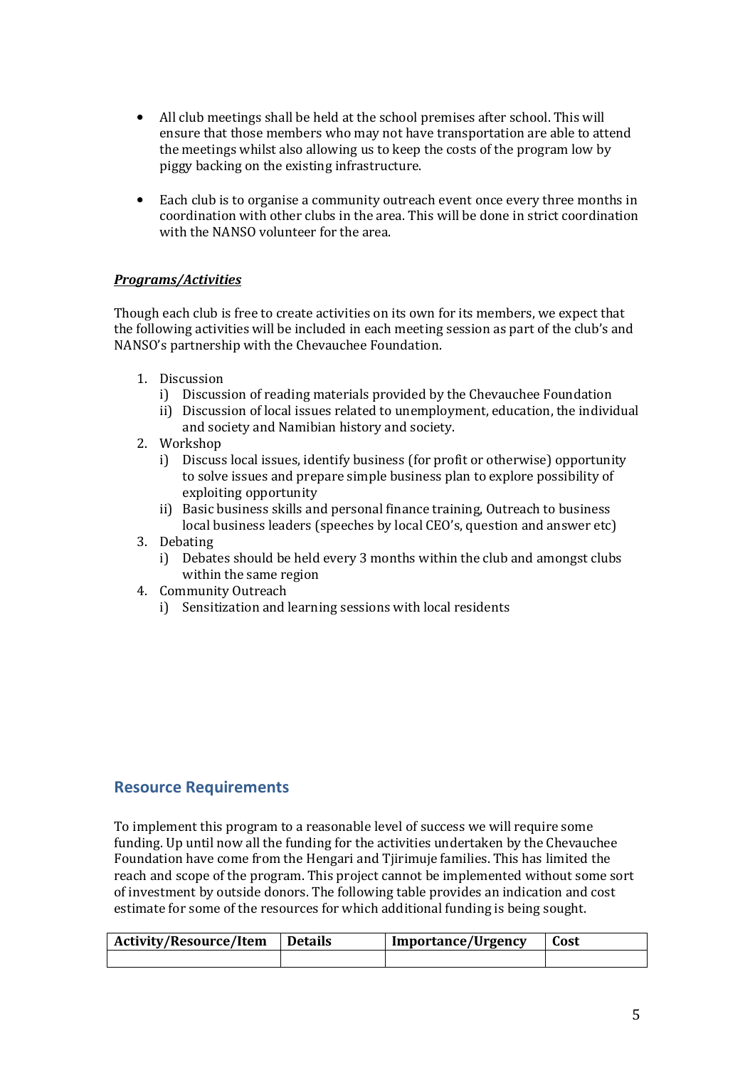- All club meetings shall be held at the school premises after school. This will ensure that those members who may not have transportation are able to attend the meetings whilst also allowing us to keep the costs of the program low by piggy backing on the existing infrastructure.

- Each club is to organise a community outreach event once every three months in coordination with other clubs in the area. This will be done in strict coordination with the NANSO volunteer for the area.

***Programs/Activities***

Though each club is free to create activities on its own for its members, we expect that the following activities will be included in each meeting session as part of the club's and NANSO's partnership with the Chevauchee Foundation.

1. Discussion
   i) Discussion of reading materials provided by the Chevauchee Foundation
   ii) Discussion of local issues related to unemployment, education, the individual and society and Namibian history and society.
2. Workshop
   i) Discuss local issues, identify business (for profit or otherwise) opportunity to solve issues and prepare simple business plan to explore possibility of exploiting opportunity
   ii) Basic business skills and personal finance training, Outreach to business local business leaders (speeches by local CEO's, question and answer etc)
3. Debating
   i) Debates should be held every 3 months within the club and amongst clubs within the same region
4. Community Outreach
   i) Sensitization and learning sessions with local residents

## Resource Requirements

To implement this program to a reasonable level of success we will require some funding. Up until now all the funding for the activities undertaken by the Chevauchee Foundation have come from the Hengari and Tjirimuje families. This has limited the reach and scope of the program. This project cannot be implemented without some sort of investment by outside donors. The following table provides an indication and cost estimate for some of the resources for which additional funding is being sought.

| Activity/Resource/Item | Details | Importance/Urgency | Cost |
|---|---|---|---|
| | | | |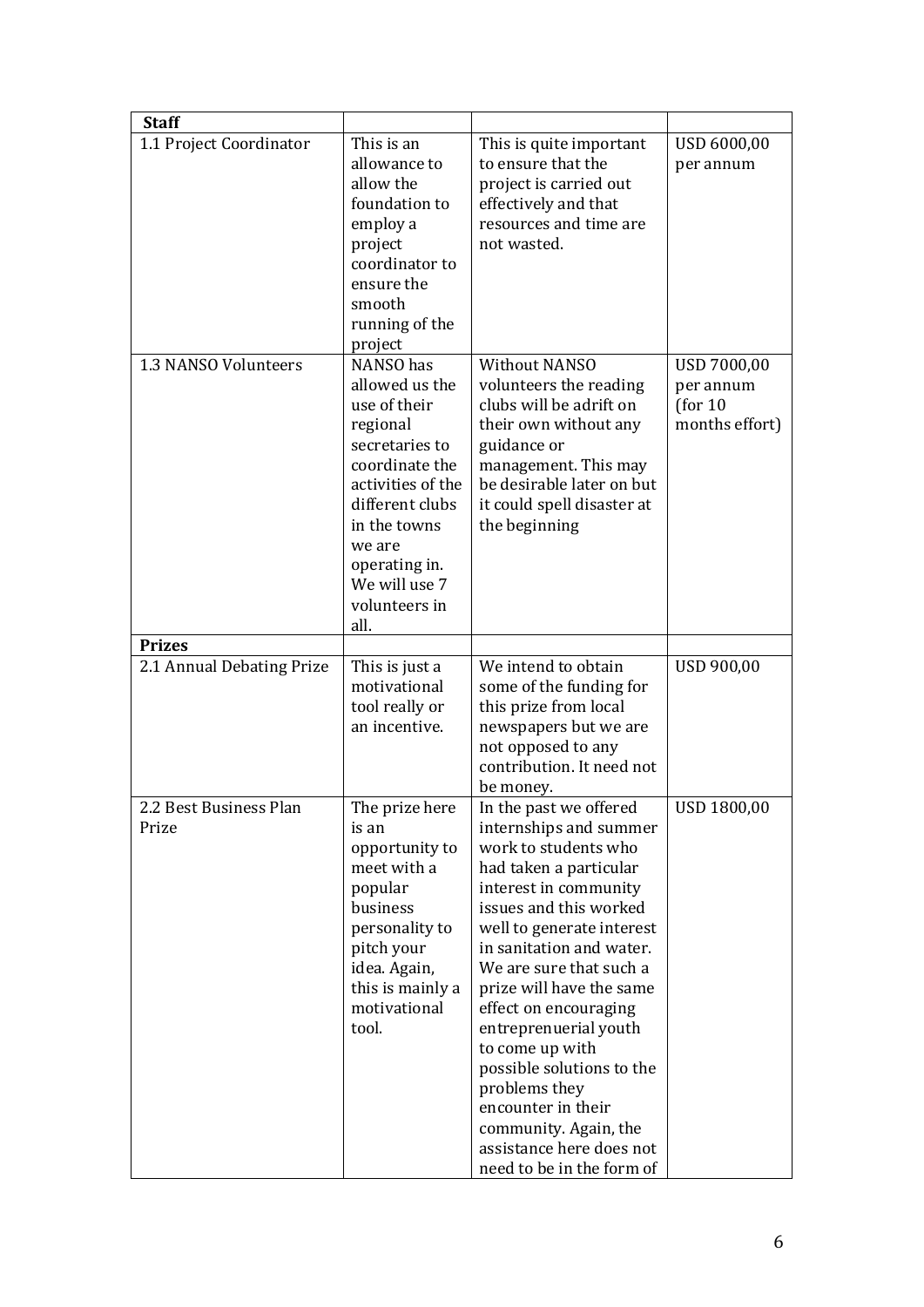| **Staff** | | | |
|---|---|---|---|
| 1.1 Project Coordinator | This is an allowance to allow the foundation to employ a project coordinator to ensure the smooth running of the project | This is quite important to ensure that the project is carried out effectively and that resources and time are not wasted. | USD 6000,00 per annum |
| 1.3 NANSO Volunteers | NANSO has allowed us the use of their regional secretaries to coordinate the activities of the different clubs in the towns we are operating in. We will use 7 volunteers in all. | Without NANSO volunteers the reading clubs will be adrift on their own without any guidance or management. This may be desirable later on but it could spell disaster at the beginning | USD 7000,00 per annum (for 10 months effort) |
| **Prizes** | | | |
| 2.1 Annual Debating Prize | This is just a motivational tool really or an incentive. | We intend to obtain some of the funding for this prize from local newspapers but we are not opposed to any contribution. It need not be money. | USD 900,00 |
| 2.2 Best Business Plan Prize | The prize here is an opportunity to meet with a popular business personality to pitch your idea. Again, this is mainly a motivational tool. | In the past we offered internships and summer work to students who had taken a particular interest in community issues and this worked well to generate interest in sanitation and water. We are sure that such a prize will have the same effect on encouraging entreprenuerial youth to come up with possible solutions to the problems they encounter in their community. Again, the assistance here does not need to be in the form of | USD 1800,00 |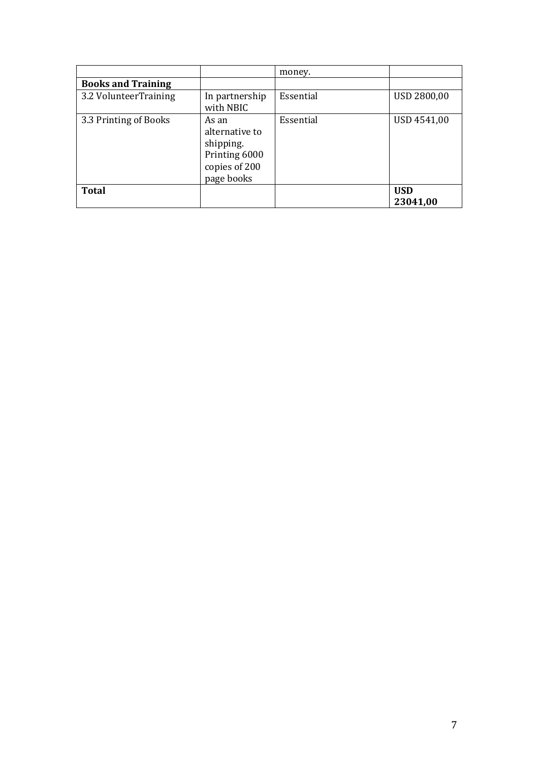| | | | |
|---|---|---|---|
| | | money. | |
| **Books and Training** | | | |
| 3.2 VolunteerTraining | In partnership with NBIC | Essential | USD 2800,00 |
| 3.3 Printing of Books | As an alternative to shipping. Printing 6000 copies of 200 page books | Essential | USD 4541,00 |
| **Total** | | | **USD 23041,00** |